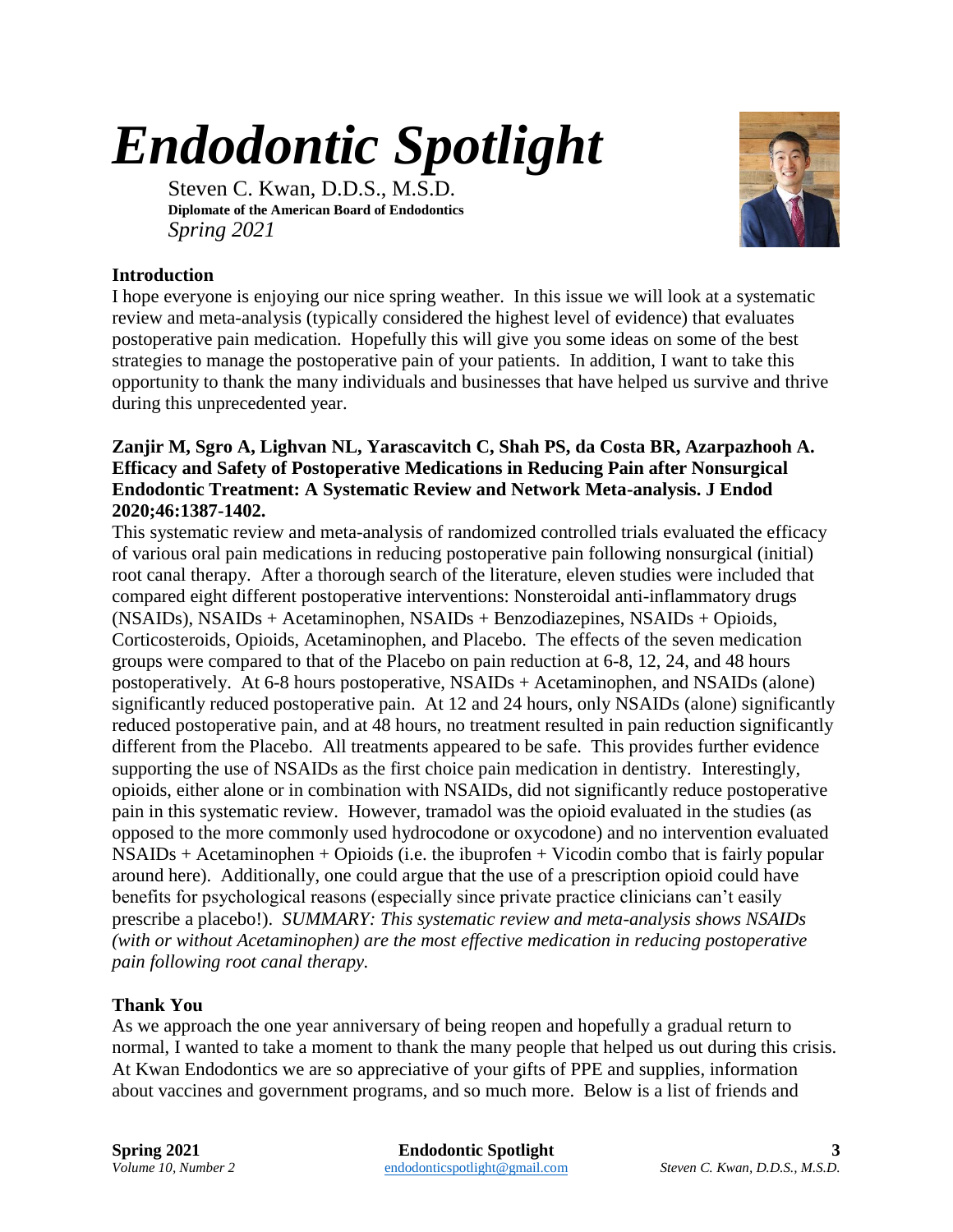# *Endodontic Spotlight*

Steven C. Kwan, D.D.S., M.S.D.
**Diplomate of the American Board of Endodontics**
*Spring 2021*

## Introduction

I hope everyone is enjoying our nice spring weather. In this issue we will look at a systematic review and meta-analysis (typically considered the highest level of evidence) that evaluates postoperative pain medication. Hopefully this will give you some ideas on some of the best strategies to manage the postoperative pain of your patients. In addition, I want to take this opportunity to thank the many individuals and businesses that have helped us survive and thrive during this unprecedented year.

**Zanjir M, Sgro A, Lighvan NL, Yarascavitch C, Shah PS, da Costa BR, Azarpazhooh A. Efficacy and Safety of Postoperative Medications in Reducing Pain after Nonsurgical Endodontic Treatment: A Systematic Review and Network Meta-analysis. J Endod 2020;46:1387-1402.**

This systematic review and meta-analysis of randomized controlled trials evaluated the efficacy of various oral pain medications in reducing postoperative pain following nonsurgical (initial) root canal therapy. After a thorough search of the literature, eleven studies were included that compared eight different postoperative interventions: Nonsteroidal anti-inflammatory drugs (NSAIDs), NSAIDs + Acetaminophen, NSAIDs + Benzodiazepines, NSAIDs + Opioids, Corticosteroids, Opioids, Acetaminophen, and Placebo. The effects of the seven medication groups were compared to that of the Placebo on pain reduction at 6-8, 12, 24, and 48 hours postoperatively. At 6-8 hours postoperative, NSAIDs + Acetaminophen, and NSAIDs (alone) significantly reduced postoperative pain. At 12 and 24 hours, only NSAIDs (alone) significantly reduced postoperative pain, and at 48 hours, no treatment resulted in pain reduction significantly different from the Placebo. All treatments appeared to be safe. This provides further evidence supporting the use of NSAIDs as the first choice pain medication in dentistry. Interestingly, opioids, either alone or in combination with NSAIDs, did not significantly reduce postoperative pain in this systematic review. However, tramadol was the opioid evaluated in the studies (as opposed to the more commonly used hydrocodone or oxycodone) and no intervention evaluated NSAIDs + Acetaminophen + Opioids (i.e. the ibuprofen + Vicodin combo that is fairly popular around here). Additionally, one could argue that the use of a prescription opioid could have benefits for psychological reasons (especially since private practice clinicians can't easily prescribe a placebo!). *SUMMARY: This systematic review and meta-analysis shows NSAIDs (with or without Acetaminophen) are the most effective medication in reducing postoperative pain following root canal therapy.*

## Thank You

As we approach the one year anniversary of being reopen and hopefully a gradual return to normal, I wanted to take a moment to thank the many people that helped us out during this crisis. At Kwan Endodontics we are so appreciative of your gifts of PPE and supplies, information about vaccines and government programs, and so much more. Below is a list of friends and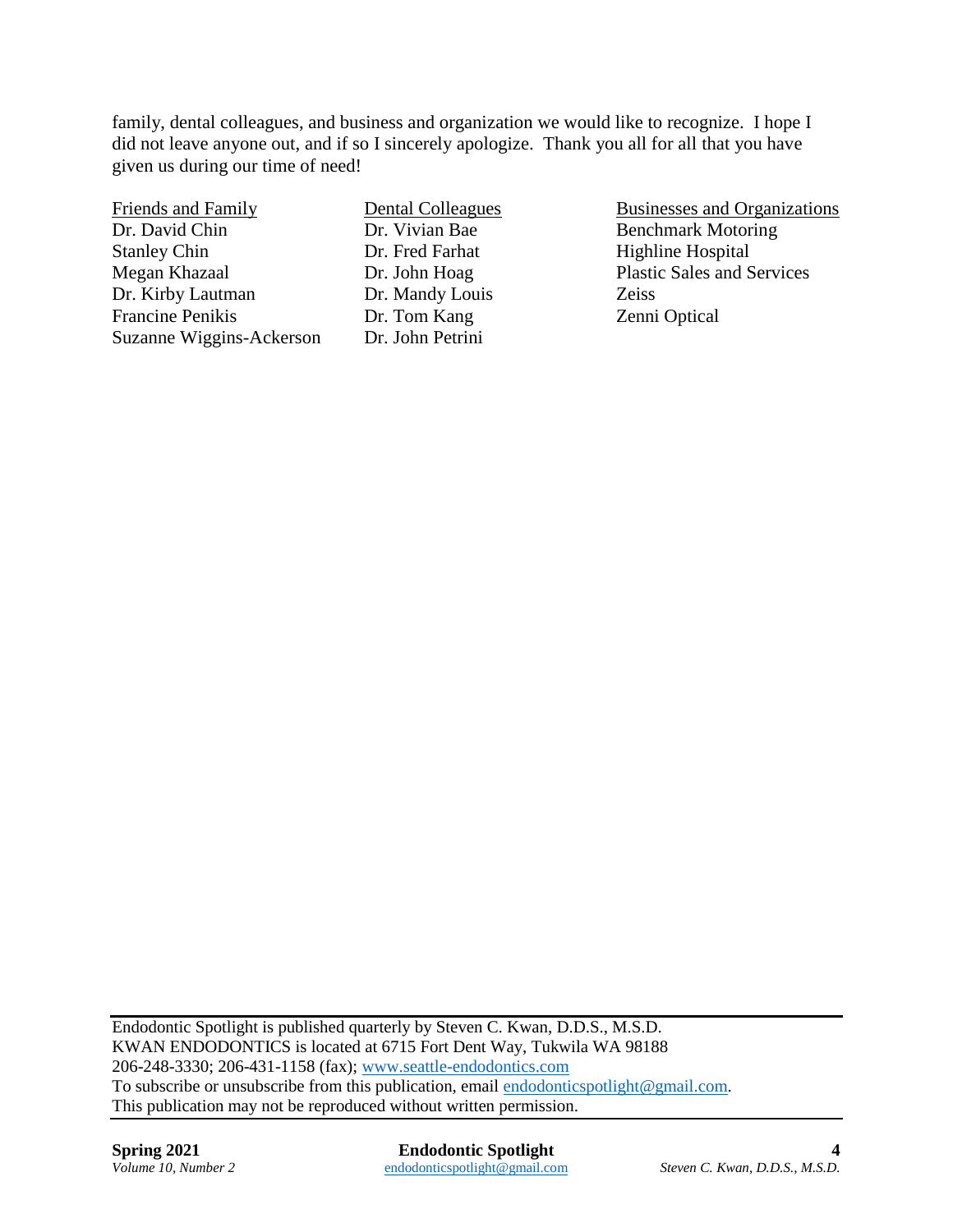family, dental colleagues, and business and organization we would like to recognize. I hope I did not leave anyone out, and if so I sincerely apologize. Thank you all for all that you have given us during our time of need!

| Friends and Family | Dental Colleagues | Businesses and Organizations |
| --- | --- | --- |
| Dr. David Chin | Dr. Vivian Bae | Benchmark Motoring |
| Stanley Chin | Dr. Fred Farhat | Highline Hospital |
| Megan Khazaal | Dr. John Hoag | Plastic Sales and Services |
| Dr. Kirby Lautman | Dr. Mandy Louis | Zeiss |
| Francine Penikis | Dr. Tom Kang | Zenni Optical |
| Suzanne Wiggins-Ackerson | Dr. John Petrini | |

---

Endodontic Spotlight is published quarterly by Steven C. Kwan, D.D.S., M.S.D.
KWAN ENDODONTICS is located at 6715 Fort Dent Way, Tukwila WA 98188
206-248-3330; 206-431-1158 (fax); www.seattle-endodontics.com
To subscribe or unsubscribe from this publication, email endodonticspotlight@gmail.com.
This publication may not be reproduced without written permission.